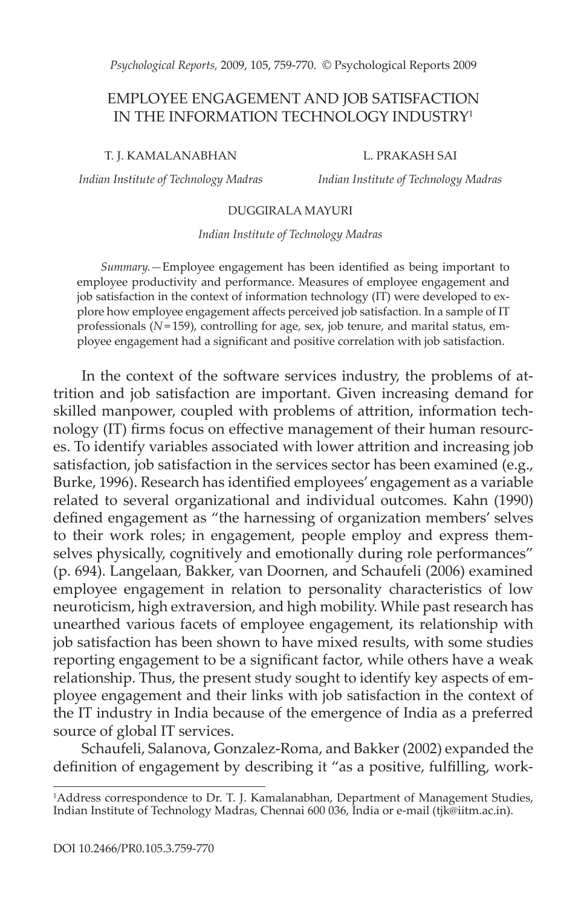# EMPLOYEE ENGAGEMENT AND JOB SATISFACTION IN THE INFORMATION TECHNOLOGY INDUSTRY[1]

T. J. KAMALANABHAN
*Indian Institute of Technology Madras*

L. PRAKASH SAI
*Indian Institute of Technology Madras*

DUGGIRALA MAYURI
*Indian Institute of Technology Madras*

*Summary.*—Employee engagement has been identified as being important to employee productivity and performance. Measures of employee engagement and job satisfaction in the context of information technology (IT) were developed to explore how employee engagement affects perceived job satisfaction. In a sample of IT professionals ($N = 159$), controlling for age, sex, job tenure, and marital status, employee engagement had a significant and positive correlation with job satisfaction.

In the context of the software services industry, the problems of attrition and job satisfaction are important. Given increasing demand for skilled manpower, coupled with problems of attrition, information technology (IT) firms focus on effective management of their human resources. To identify variables associated with lower attrition and increasing job satisfaction, job satisfaction in the services sector has been examined (e.g., Burke, 1996). Research has identified employees' engagement as a variable related to several organizational and individual outcomes. Kahn (1990) defined engagement as "the harnessing of organization members' selves to their work roles; in engagement, people employ and express themselves physically, cognitively and emotionally during role performances" (p. 694). Langelaan, Bakker, van Doornen, and Schaufeli (2006) examined employee engagement in relation to personality characteristics of low neuroticism, high extraversion, and high mobility. While past research has unearthed various facets of employee engagement, its relationship with job satisfaction has been shown to have mixed results, with some studies reporting engagement to be a significant factor, while others have a weak relationship. Thus, the present study sought to identify key aspects of employee engagement and their links with job satisfaction in the context of the IT industry in India because of the emergence of India as a preferred source of global IT services.

Schaufeli, Salanova, Gonzalez-Roma, and Bakker (2002) expanded the definition of engagement by describing it "as a positive, fulfilling, work-

[1]Address correspondence to Dr. T. J. Kamalanabhan, Department of Management Studies, Indian Institute of Technology Madras, Chennai 600 036, India or e-mail (tjk@iitm.ac.in).

DOI 10.2466/PR0.105.3.759-770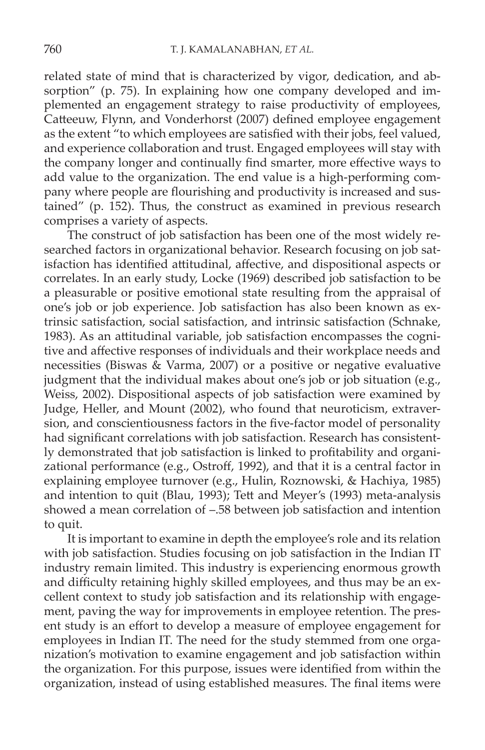related state of mind that is characterized by vigor, dedication, and absorption" (p. 75). In explaining how one company developed and implemented an engagement strategy to raise productivity of employees, Catteeuw, Flynn, and Vonderhorst (2007) defined employee engagement as the extent "to which employees are satisfied with their jobs, feel valued, and experience collaboration and trust. Engaged employees will stay with the company longer and continually find smarter, more effective ways to add value to the organization. The end value is a high-performing company where people are flourishing and productivity is increased and sustained" (p. 152). Thus, the construct as examined in previous research comprises a variety of aspects.

The construct of job satisfaction has been one of the most widely researched factors in organizational behavior. Research focusing on job satisfaction has identified attitudinal, affective, and dispositional aspects or correlates. In an early study, Locke (1969) described job satisfaction to be a pleasurable or positive emotional state resulting from the appraisal of one's job or job experience. Job satisfaction has also been known as extrinsic satisfaction, social satisfaction, and intrinsic satisfaction (Schnake, 1983). As an attitudinal variable, job satisfaction encompasses the cognitive and affective responses of individuals and their workplace needs and necessities (Biswas & Varma, 2007) or a positive or negative evaluative judgment that the individual makes about one's job or job situation (e.g., Weiss, 2002). Dispositional aspects of job satisfaction were examined by Judge, Heller, and Mount (2002), who found that neuroticism, extraversion, and conscientiousness factors in the five-factor model of personality had significant correlations with job satisfaction. Research has consistently demonstrated that job satisfaction is linked to profitability and organizational performance (e.g., Ostroff, 1992), and that it is a central factor in explaining employee turnover (e.g., Hulin, Roznowski, & Hachiya, 1985) and intention to quit (Blau, 1993); Tett and Meyer's (1993) meta-analysis showed a mean correlation of –.58 between job satisfaction and intention to quit.

It is important to examine in depth the employee's role and its relation with job satisfaction. Studies focusing on job satisfaction in the Indian IT industry remain limited. This industry is experiencing enormous growth and difficulty retaining highly skilled employees, and thus may be an excellent context to study job satisfaction and its relationship with engagement, paving the way for improvements in employee retention. The present study is an effort to develop a measure of employee engagement for employees in Indian IT. The need for the study stemmed from one organization's motivation to examine engagement and job satisfaction within the organization. For this purpose, issues were identified from within the organization, instead of using established measures. The final items were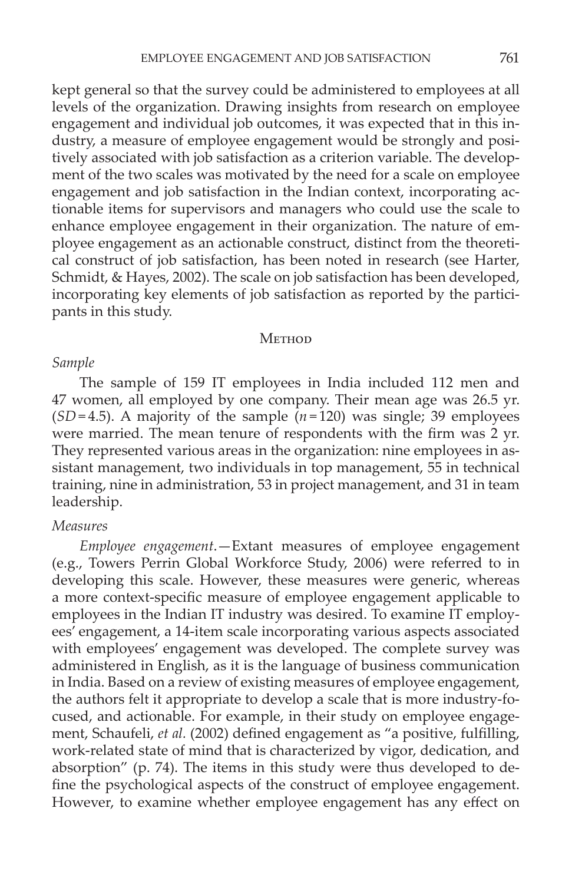kept general so that the survey could be administered to employees at all levels of the organization. Drawing insights from research on employee engagement and individual job outcomes, it was expected that in this industry, a measure of employee engagement would be strongly and positively associated with job satisfaction as a criterion variable. The development of the two scales was motivated by the need for a scale on employee engagement and job satisfaction in the Indian context, incorporating actionable items for supervisors and managers who could use the scale to enhance employee engagement in their organization. The nature of employee engagement as an actionable construct, distinct from the theoretical construct of job satisfaction, has been noted in research (see Harter, Schmidt, & Hayes, 2002). The scale on job satisfaction has been developed, incorporating key elements of job satisfaction as reported by the participants in this study.

## Method

### *Sample*

The sample of 159 IT employees in India included 112 men and 47 women, all employed by one company. Their mean age was 26.5 yr. ($SD = 4.5$). A majority of the sample ($n = 120$) was single; 39 employees were married. The mean tenure of respondents with the firm was 2 yr. They represented various areas in the organization: nine employees in assistant management, two individuals in top management, 55 in technical training, nine in administration, 53 in project management, and 31 in team leadership.

### *Measures*

*Employee engagement.*—Extant measures of employee engagement (e.g., Towers Perrin Global Workforce Study, 2006) were referred to in developing this scale. However, these measures were generic, whereas a more context-specific measure of employee engagement applicable to employees in the Indian IT industry was desired. To examine IT employees' engagement, a 14-item scale incorporating various aspects associated with employees' engagement was developed. The complete survey was administered in English, as it is the language of business communication in India. Based on a review of existing measures of employee engagement, the authors felt it appropriate to develop a scale that is more industry-focused, and actionable. For example, in their study on employee engagement, Schaufeli, *et al.* (2002) defined engagement as "a positive, fulfilling, work-related state of mind that is characterized by vigor, dedication, and absorption" (p. 74). The items in this study were thus developed to define the psychological aspects of the construct of employee engagement. However, to examine whether employee engagement has any effect on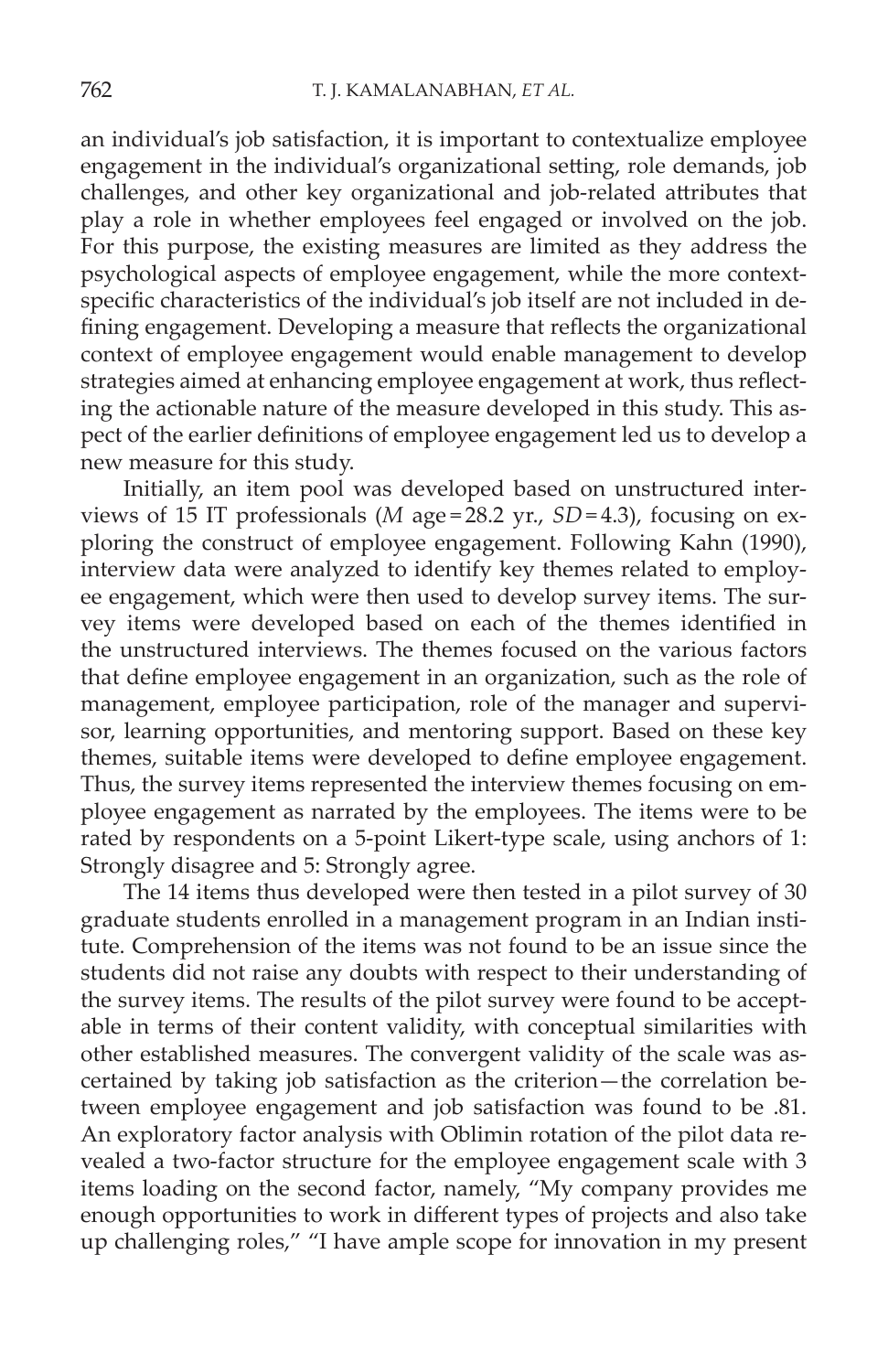an individual's job satisfaction, it is important to contextualize employee engagement in the individual's organizational setting, role demands, job challenges, and other key organizational and job-related attributes that play a role in whether employees feel engaged or involved on the job. For this purpose, the existing measures are limited as they address the psychological aspects of employee engagement, while the more context-specific characteristics of the individual's job itself are not included in defining engagement. Developing a measure that reflects the organizational context of employee engagement would enable management to develop strategies aimed at enhancing employee engagement at work, thus reflecting the actionable nature of the measure developed in this study. This aspect of the earlier definitions of employee engagement led us to develop a new measure for this study.

Initially, an item pool was developed based on unstructured interviews of 15 IT professionals (*M* age = 28.2 yr., *SD* = 4.3), focusing on exploring the construct of employee engagement. Following Kahn (1990), interview data were analyzed to identify key themes related to employee engagement, which were then used to develop survey items. The survey items were developed based on each of the themes identified in the unstructured interviews. The themes focused on the various factors that define employee engagement in an organization, such as the role of management, employee participation, role of the manager and supervisor, learning opportunities, and mentoring support. Based on these key themes, suitable items were developed to define employee engagement. Thus, the survey items represented the interview themes focusing on employee engagement as narrated by the employees. The items were to be rated by respondents on a 5-point Likert-type scale, using anchors of 1: Strongly disagree and 5: Strongly agree.

The 14 items thus developed were then tested in a pilot survey of 30 graduate students enrolled in a management program in an Indian institute. Comprehension of the items was not found to be an issue since the students did not raise any doubts with respect to their understanding of the survey items. The results of the pilot survey were found to be acceptable in terms of their content validity, with conceptual similarities with other established measures. The convergent validity of the scale was ascertained by taking job satisfaction as the criterion—the correlation between employee engagement and job satisfaction was found to be .81. An exploratory factor analysis with Oblimin rotation of the pilot data revealed a two-factor structure for the employee engagement scale with 3 items loading on the second factor, namely, "My company provides me enough opportunities to work in different types of projects and also take up challenging roles," "I have ample scope for innovation in my present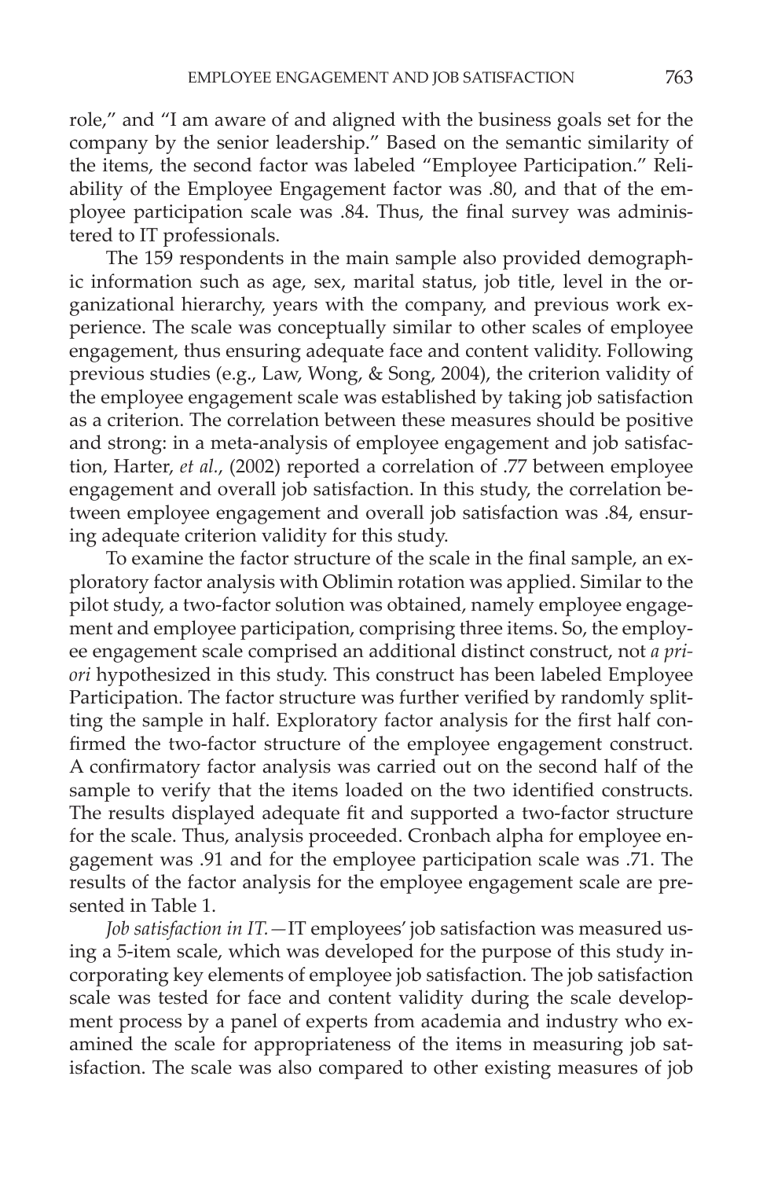role," and "I am aware of and aligned with the business goals set for the company by the senior leadership." Based on the semantic similarity of the items, the second factor was labeled "Employee Participation." Reliability of the Employee Engagement factor was .80, and that of the employee participation scale was .84. Thus, the final survey was administered to IT professionals.

The 159 respondents in the main sample also provided demographic information such as age, sex, marital status, job title, level in the organizational hierarchy, years with the company, and previous work experience. The scale was conceptually similar to other scales of employee engagement, thus ensuring adequate face and content validity. Following previous studies (e.g., Law, Wong, & Song, 2004), the criterion validity of the employee engagement scale was established by taking job satisfaction as a criterion. The correlation between these measures should be positive and strong: in a meta-analysis of employee engagement and job satisfaction, Harter, *et al.*, (2002) reported a correlation of .77 between employee engagement and overall job satisfaction. In this study, the correlation between employee engagement and overall job satisfaction was .84, ensuring adequate criterion validity for this study.

To examine the factor structure of the scale in the final sample, an exploratory factor analysis with Oblimin rotation was applied. Similar to the pilot study, a two-factor solution was obtained, namely employee engagement and employee participation, comprising three items. So, the employee engagement scale comprised an additional distinct construct, not *a priori* hypothesized in this study. This construct has been labeled Employee Participation. The factor structure was further verified by randomly splitting the sample in half. Exploratory factor analysis for the first half confirmed the two-factor structure of the employee engagement construct. A confirmatory factor analysis was carried out on the second half of the sample to verify that the items loaded on the two identified constructs. The results displayed adequate fit and supported a two-factor structure for the scale. Thus, analysis proceeded. Cronbach alpha for employee engagement was .91 and for the employee participation scale was .71. The results of the factor analysis for the employee engagement scale are presented in Table 1.

*Job satisfaction in IT.*—IT employees' job satisfaction was measured using a 5-item scale, which was developed for the purpose of this study incorporating key elements of employee job satisfaction. The job satisfaction scale was tested for face and content validity during the scale development process by a panel of experts from academia and industry who examined the scale for appropriateness of the items in measuring job satisfaction. The scale was also compared to other existing measures of job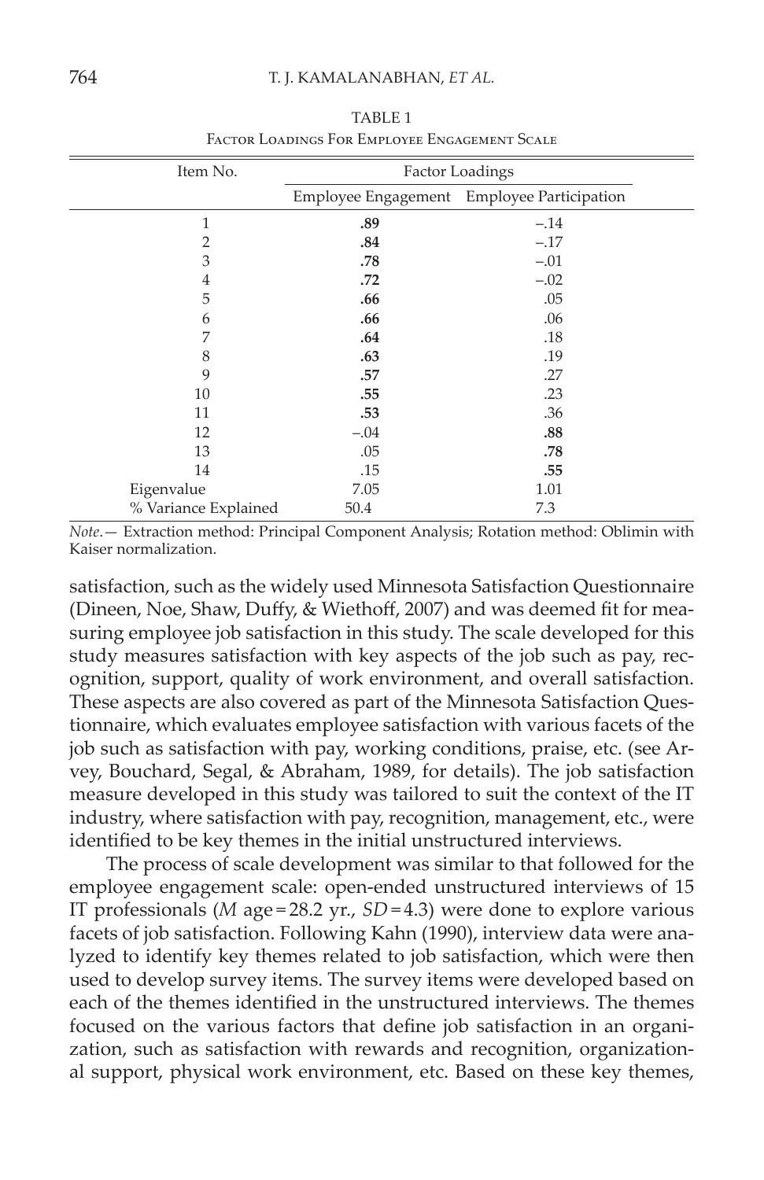TABLE 1
Factor Loadings For Employee Engagement Scale

| Item No. | Factor Loadings | |
|---|---|---|
| | Employee Engagement | Employee Participation |
| 1 | **.89** | −.14 |
| 2 | **.84** | −.17 |
| 3 | **.78** | −.01 |
| 4 | **.72** | −.02 |
| 5 | **.66** | .05 |
| 6 | **.66** | .06 |
| 7 | **.64** | .18 |
| 8 | **.63** | .19 |
| 9 | **.57** | .27 |
| 10 | **.55** | .23 |
| 11 | **.53** | .36 |
| 12 | −.04 | **.88** |
| 13 | .05 | **.78** |
| 14 | .15 | **.55** |
| Eigenvalue | 7.05 | 1.01 |
| % Variance Explained | 50.4 | 7.3 |

*Note*.— Extraction method: Principal Component Analysis; Rotation method: Oblimin with Kaiser normalization.

satisfaction, such as the widely used Minnesota Satisfaction Questionnaire (Dineen, Noe, Shaw, Duffy, & Wiethoff, 2007) and was deemed fit for measuring employee job satisfaction in this study. The scale developed for this study measures satisfaction with key aspects of the job such as pay, recognition, support, quality of work environment, and overall satisfaction. These aspects are also covered as part of the Minnesota Satisfaction Questionnaire, which evaluates employee satisfaction with various facets of the job such as satisfaction with pay, working conditions, praise, etc. (see Arvey, Bouchard, Segal, & Abraham, 1989, for details). The job satisfaction measure developed in this study was tailored to suit the context of the IT industry, where satisfaction with pay, recognition, management, etc., were identified to be key themes in the initial unstructured interviews.

The process of scale development was similar to that followed for the employee engagement scale: open-ended unstructured interviews of 15 IT professionals (*M* age = 28.2 yr., *SD* = 4.3) were done to explore various facets of job satisfaction. Following Kahn (1990), interview data were analyzed to identify key themes related to job satisfaction, which were then used to develop survey items. The survey items were developed based on each of the themes identified in the unstructured interviews. The themes focused on the various factors that define job satisfaction in an organization, such as satisfaction with rewards and recognition, organizational support, physical work environment, etc. Based on these key themes,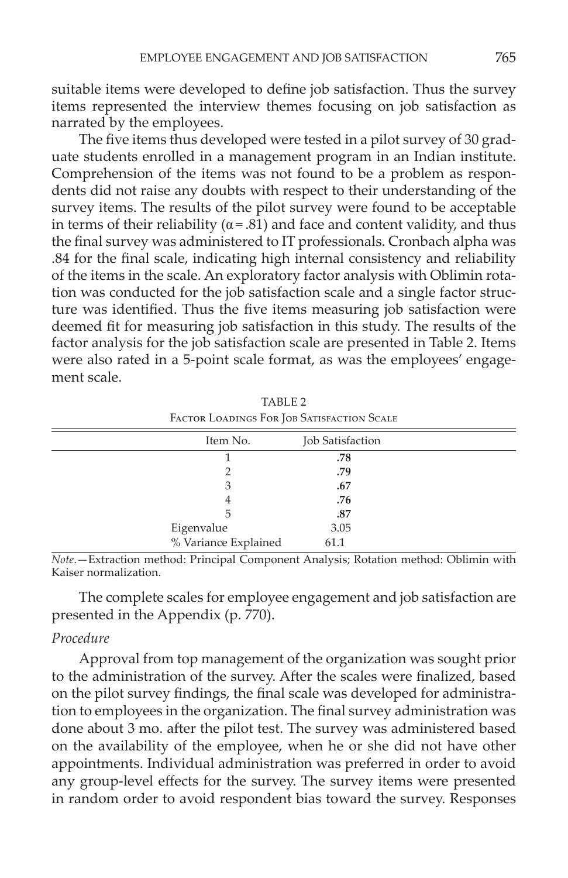suitable items were developed to define job satisfaction. Thus the survey items represented the interview themes focusing on job satisfaction as narrated by the employees.

The five items thus developed were tested in a pilot survey of 30 graduate students enrolled in a management program in an Indian institute. Comprehension of the items was not found to be a problem as respondents did not raise any doubts with respect to their understanding of the survey items. The results of the pilot survey were found to be acceptable in terms of their reliability ($\alpha = .81$) and face and content validity, and thus the final survey was administered to IT professionals. Cronbach alpha was .84 for the final scale, indicating high internal consistency and reliability of the items in the scale. An exploratory factor analysis with Oblimin rotation was conducted for the job satisfaction scale and a single factor structure was identified. Thus the five items measuring job satisfaction were deemed fit for measuring job satisfaction in this study. The results of the factor analysis for the job satisfaction scale are presented in Table 2. Items were also rated in a 5-point scale format, as was the employees' engagement scale.

TABLE 2

FACTOR LOADINGS FOR JOB SATISFACTION SCALE

| Item No. | Job Satisfaction |
|---|---|
| 1 | **.78** |
| 2 | **.79** |
| 3 | **.67** |
| 4 | **.76** |
| 5 | **.87** |
| Eigenvalue | 3.05 |
| % Variance Explained | 61.1 |

*Note*.—Extraction method: Principal Component Analysis; Rotation method: Oblimin with Kaiser normalization.

The complete scales for employee engagement and job satisfaction are presented in the Appendix (p. 770).

### *Procedure*

Approval from top management of the organization was sought prior to the administration of the survey. After the scales were finalized, based on the pilot survey findings, the final scale was developed for administration to employees in the organization. The final survey administration was done about 3 mo. after the pilot test. The survey was administered based on the availability of the employee, when he or she did not have other appointments. Individual administration was preferred in order to avoid any group-level effects for the survey. The survey items were presented in random order to avoid respondent bias toward the survey. Responses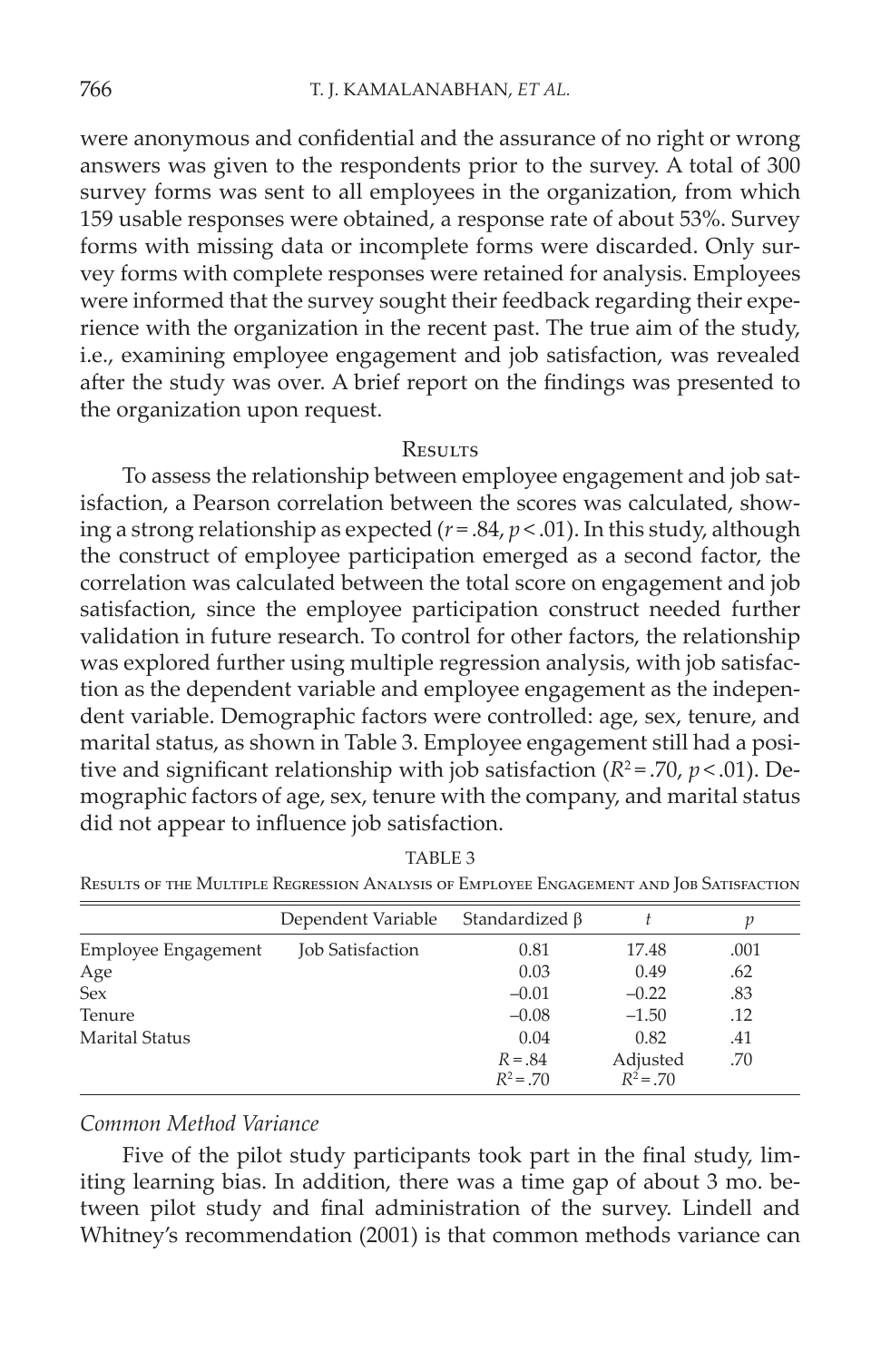were anonymous and confidential and the assurance of no right or wrong answers was given to the respondents prior to the survey. A total of 300 survey forms was sent to all employees in the organization, from which 159 usable responses were obtained, a response rate of about 53%. Survey forms with missing data or incomplete forms were discarded. Only survey forms with complete responses were retained for analysis. Employees were informed that the survey sought their feedback regarding their experience with the organization in the recent past. The true aim of the study, i.e., examining employee engagement and job satisfaction, was revealed after the study was over. A brief report on the findings was presented to the organization upon request.

## Results

To assess the relationship between employee engagement and job satisfaction, a Pearson correlation between the scores was calculated, showing a strong relationship as expected ($r = .84$, $p < .01$). In this study, although the construct of employee participation emerged as a second factor, the correlation was calculated between the total score on engagement and job satisfaction, since the employee participation construct needed further validation in future research. To control for other factors, the relationship was explored further using multiple regression analysis, with job satisfaction as the dependent variable and employee engagement as the independent variable. Demographic factors were controlled: age, sex, tenure, and marital status, as shown in Table 3. Employee engagement still had a positive and significant relationship with job satisfaction ($R^2 = .70$, $p < .01$). Demographic factors of age, sex, tenure with the company, and marital status did not appear to influence job satisfaction.

TABLE 3

Results of the Multiple Regression Analysis of Employee Engagement and Job Satisfaction

| | Dependent Variable | Standardized β | $t$ | $p$ |
|---|---|---|---|---|
| Employee Engagement | Job Satisfaction | 0.81 | 17.48 | .001 |
| Age | | 0.03 | 0.49 | .62 |
| Sex | | –0.01 | –0.22 | .83 |
| Tenure | | –0.08 | –1.50 | .12 |
| Marital Status | | 0.04 | 0.82 | .41 |
| | | $R = .84$ $R^2 = .70$ | Adjusted $R^2 = .70$ | .70 |

### *Common Method Variance*

Five of the pilot study participants took part in the final study, limiting learning bias. In addition, there was a time gap of about 3 mo. between pilot study and final administration of the survey. Lindell and Whitney's recommendation (2001) is that common methods variance can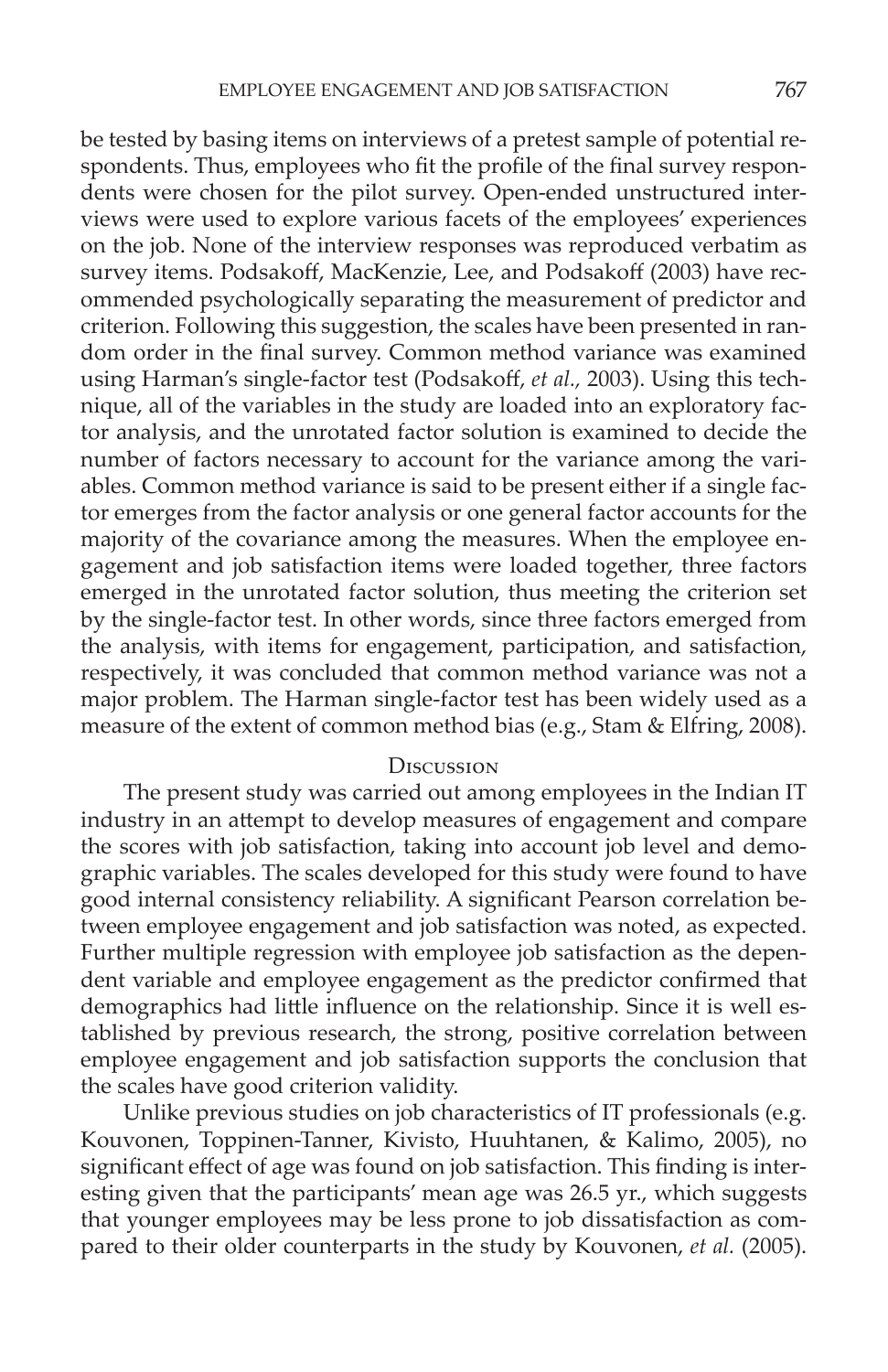be tested by basing items on interviews of a pretest sample of potential respondents. Thus, employees who fit the profile of the final survey respondents were chosen for the pilot survey. Open-ended unstructured interviews were used to explore various facets of the employees' experiences on the job. None of the interview responses was reproduced verbatim as survey items. Podsakoff, MacKenzie, Lee, and Podsakoff (2003) have recommended psychologically separating the measurement of predictor and criterion. Following this suggestion, the scales have been presented in random order in the final survey. Common method variance was examined using Harman's single-factor test (Podsakoff, *et al.,* 2003). Using this technique, all of the variables in the study are loaded into an exploratory factor analysis, and the unrotated factor solution is examined to decide the number of factors necessary to account for the variance among the variables. Common method variance is said to be present either if a single factor emerges from the factor analysis or one general factor accounts for the majority of the covariance among the measures. When the employee engagement and job satisfaction items were loaded together, three factors emerged in the unrotated factor solution, thus meeting the criterion set by the single-factor test. In other words, since three factors emerged from the analysis, with items for engagement, participation, and satisfaction, respectively, it was concluded that common method variance was not a major problem. The Harman single-factor test has been widely used as a measure of the extent of common method bias (e.g., Stam & Elfring, 2008).

## Discussion

The present study was carried out among employees in the Indian IT industry in an attempt to develop measures of engagement and compare the scores with job satisfaction, taking into account job level and demographic variables. The scales developed for this study were found to have good internal consistency reliability. A significant Pearson correlation between employee engagement and job satisfaction was noted, as expected. Further multiple regression with employee job satisfaction as the dependent variable and employee engagement as the predictor confirmed that demographics had little influence on the relationship. Since it is well established by previous research, the strong, positive correlation between employee engagement and job satisfaction supports the conclusion that the scales have good criterion validity.

Unlike previous studies on job characteristics of IT professionals (e.g. Kouvonen, Toppinen-Tanner, Kivisto, Huuhtanen, & Kalimo, 2005), no significant effect of age was found on job satisfaction. This finding is interesting given that the participants' mean age was 26.5 yr., which suggests that younger employees may be less prone to job dissatisfaction as compared to their older counterparts in the study by Kouvonen, *et al.* (2005).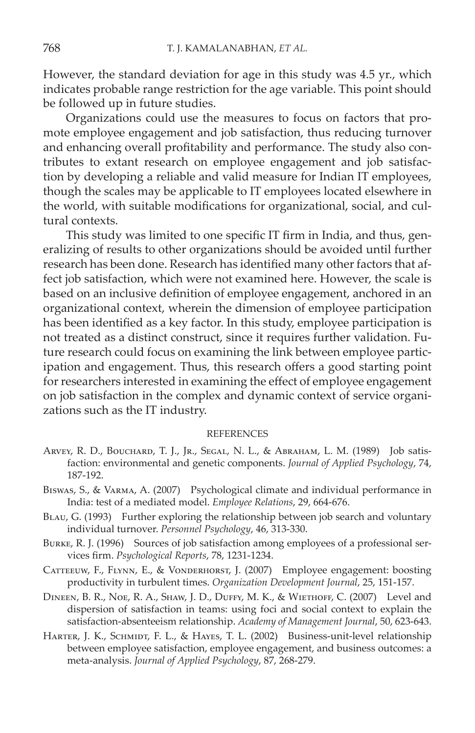However, the standard deviation for age in this study was 4.5 yr., which indicates probable range restriction for the age variable. This point should be followed up in future studies.

Organizations could use the measures to focus on factors that promote employee engagement and job satisfaction, thus reducing turnover and enhancing overall profitability and performance. The study also contributes to extant research on employee engagement and job satisfaction by developing a reliable and valid measure for Indian IT employees, though the scales may be applicable to IT employees located elsewhere in the world, with suitable modifications for organizational, social, and cultural contexts.

This study was limited to one specific IT firm in India, and thus, generalizing of results to other organizations should be avoided until further research has been done. Research has identified many other factors that affect job satisfaction, which were not examined here. However, the scale is based on an inclusive definition of employee engagement, anchored in an organizational context, wherein the dimension of employee participation has been identified as a key factor. In this study, employee participation is not treated as a distinct construct, since it requires further validation. Future research could focus on examining the link between employee participation and engagement. Thus, this research offers a good starting point for researchers interested in examining the effect of employee engagement on job satisfaction in the complex and dynamic context of service organizations such as the IT industry.

## REFERENCES

Arvey, R. D., Bouchard, T. J., Jr., Segal, N. L., & Abraham, L. M. (1989) Job satisfaction: environmental and genetic components. *Journal of Applied Psychology*, 74, 187-192.

Biswas, S., & Varma, A. (2007) Psychological climate and individual performance in India: test of a mediated model. *Employee Relations*, 29, 664-676.

Blau, G. (1993) Further exploring the relationship between job search and voluntary individual turnover. *Personnel Psychology*, 46, 313-330.

Burke, R. J. (1996) Sources of job satisfaction among employees of a professional services firm. *Psychological Reports*, 78, 1231-1234.

Catteeuw, F., Flynn, E., & Vonderhorst, J. (2007) Employee engagement: boosting productivity in turbulent times. *Organization Development Journal*, 25, 151-157.

Dineen, B. R., Noe, R. A., Shaw, J. D., Duffy, M. K., & Wiethoff, C. (2007) Level and dispersion of satisfaction in teams: using foci and social context to explain the satisfaction-absenteeism relationship. *Academy of Management Journal*, 50, 623-643.

Harter, J. K., Schmidt, F. L., & Hayes, T. L. (2002) Business-unit-level relationship between employee satisfaction, employee engagement, and business outcomes: a meta-analysis. *Journal of Applied Psychology*, 87, 268-279.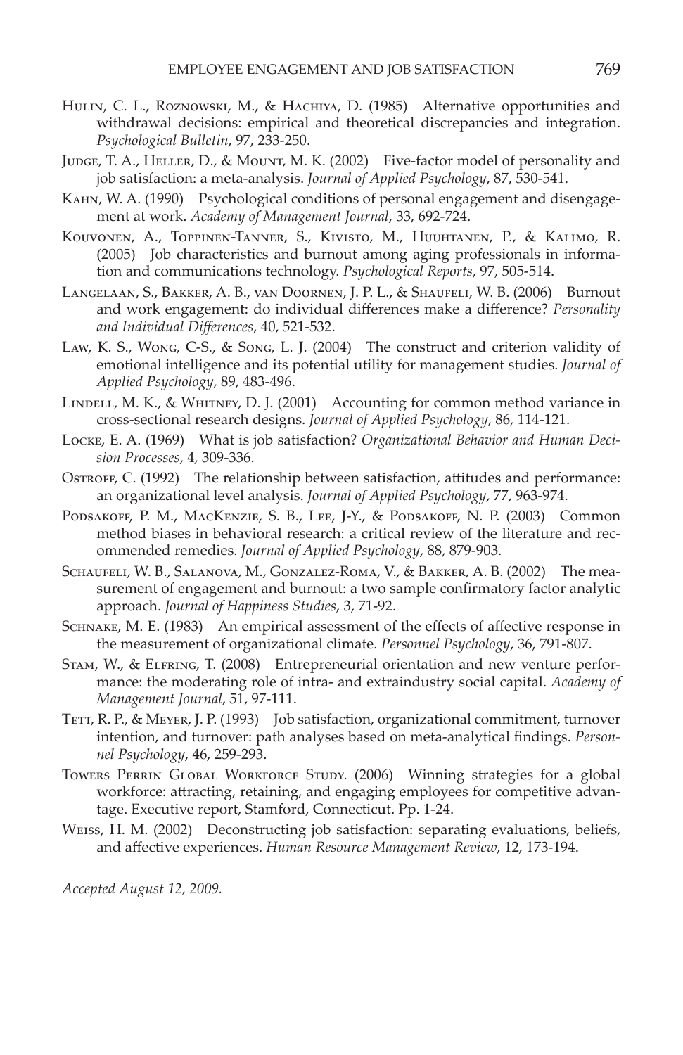Hulin, C. L., Roznowski, M., & Hachiya, D. (1985) Alternative opportunities and withdrawal decisions: empirical and theoretical discrepancies and integration. *Psychological Bulletin*, 97, 233-250.

Judge, T. A., Heller, D., & Mount, M. K. (2002) Five-factor model of personality and job satisfaction: a meta-analysis. *Journal of Applied Psychology*, 87, 530-541.

Kahn, W. A. (1990) Psychological conditions of personal engagement and disengagement at work. *Academy of Management Journal*, 33, 692-724.

Kouvonen, A., Toppinen-Tanner, S., Kivisto, M., Huuhtanen, P., & Kalimo, R. (2005) Job characteristics and burnout among aging professionals in information and communications technology. *Psychological Reports*, 97, 505-514.

Langelaan, S., Bakker, A. B., van Doornen, J. P. L., & Shaufeli, W. B. (2006) Burnout and work engagement: do individual differences make a difference? *Personality and Individual Differences*, 40, 521-532.

Law, K. S., Wong, C-S., & Song, L. J. (2004) The construct and criterion validity of emotional intelligence and its potential utility for management studies. *Journal of Applied Psychology*, 89, 483-496.

Lindell, M. K., & Whitney, D. J. (2001) Accounting for common method variance in cross-sectional research designs. *Journal of Applied Psychology*, 86, 114-121.

Locke, E. A. (1969) What is job satisfaction? *Organizational Behavior and Human Decision Processes*, 4, 309-336.

Ostroff, C. (1992) The relationship between satisfaction, attitudes and performance: an organizational level analysis. *Journal of Applied Psychology*, 77, 963-974.

Podsakoff, P. M., MacKenzie, S. B., Lee, J-Y., & Podsakoff, N. P. (2003) Common method biases in behavioral research: a critical review of the literature and recommended remedies. *Journal of Applied Psychology*, 88, 879-903.

Schaufeli, W. B., Salanova, M., Gonzalez-Roma, V., & Bakker, A. B. (2002) The measurement of engagement and burnout: a two sample confirmatory factor analytic approach. *Journal of Happiness Studies*, 3, 71-92.

Schnake, M. E. (1983) An empirical assessment of the effects of affective response in the measurement of organizational climate. *Personnel Psychology*, 36, 791-807.

Stam, W., & Elfring, T. (2008) Entrepreneurial orientation and new venture performance: the moderating role of intra- and extraindustry social capital. *Academy of Management Journal*, 51, 97-111.

Tett, R. P., & Meyer, J. P. (1993) Job satisfaction, organizational commitment, turnover intention, and turnover: path analyses based on meta-analytical findings. *Personnel Psychology*, 46, 259-293.

Towers Perrin Global Workforce Study. (2006) Winning strategies for a global workforce: attracting, retaining, and engaging employees for competitive advantage. Executive report, Stamford, Connecticut. Pp. 1-24.

Weiss, H. M. (2002) Deconstructing job satisfaction: separating evaluations, beliefs, and affective experiences. *Human Resource Management Review*, 12, 173-194.

*Accepted August 12, 2009.*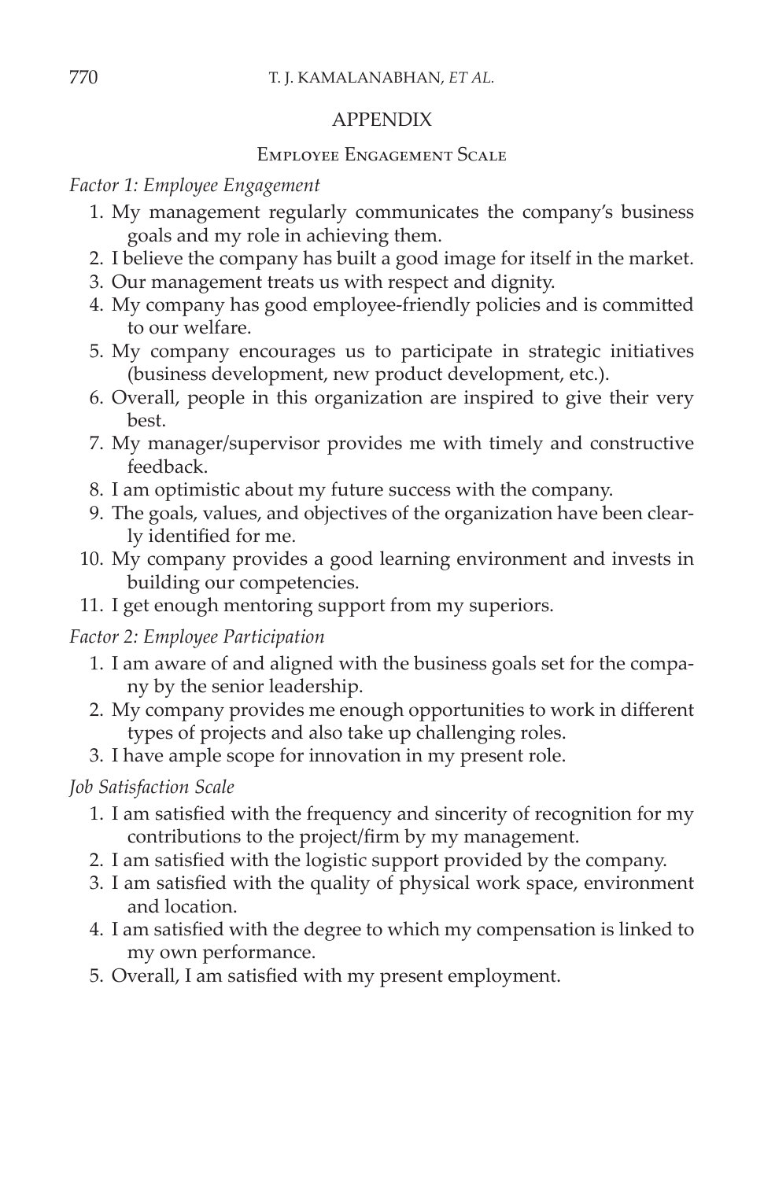## APPENDIX

### Employee Engagement Scale

*Factor 1: Employee Engagement*

1. My management regularly communicates the company's business goals and my role in achieving them.
2. I believe the company has built a good image for itself in the market.
3. Our management treats us with respect and dignity.
4. My company has good employee-friendly policies and is committed to our welfare.
5. My company encourages us to participate in strategic initiatives (business development, new product development, etc.).
6. Overall, people in this organization are inspired to give their very best.
7. My manager/supervisor provides me with timely and constructive feedback.
8. I am optimistic about my future success with the company.
9. The goals, values, and objectives of the organization have been clearly identified for me.
10. My company provides a good learning environment and invests in building our competencies.
11. I get enough mentoring support from my superiors.

*Factor 2: Employee Participation*

1. I am aware of and aligned with the business goals set for the company by the senior leadership.
2. My company provides me enough opportunities to work in different types of projects and also take up challenging roles.
3. I have ample scope for innovation in my present role.

*Job Satisfaction Scale*

1. I am satisfied with the frequency and sincerity of recognition for my contributions to the project/firm by my management.
2. I am satisfied with the logistic support provided by the company.
3. I am satisfied with the quality of physical work space, environment and location.
4. I am satisfied with the degree to which my compensation is linked to my own performance.
5. Overall, I am satisfied with my present employment.